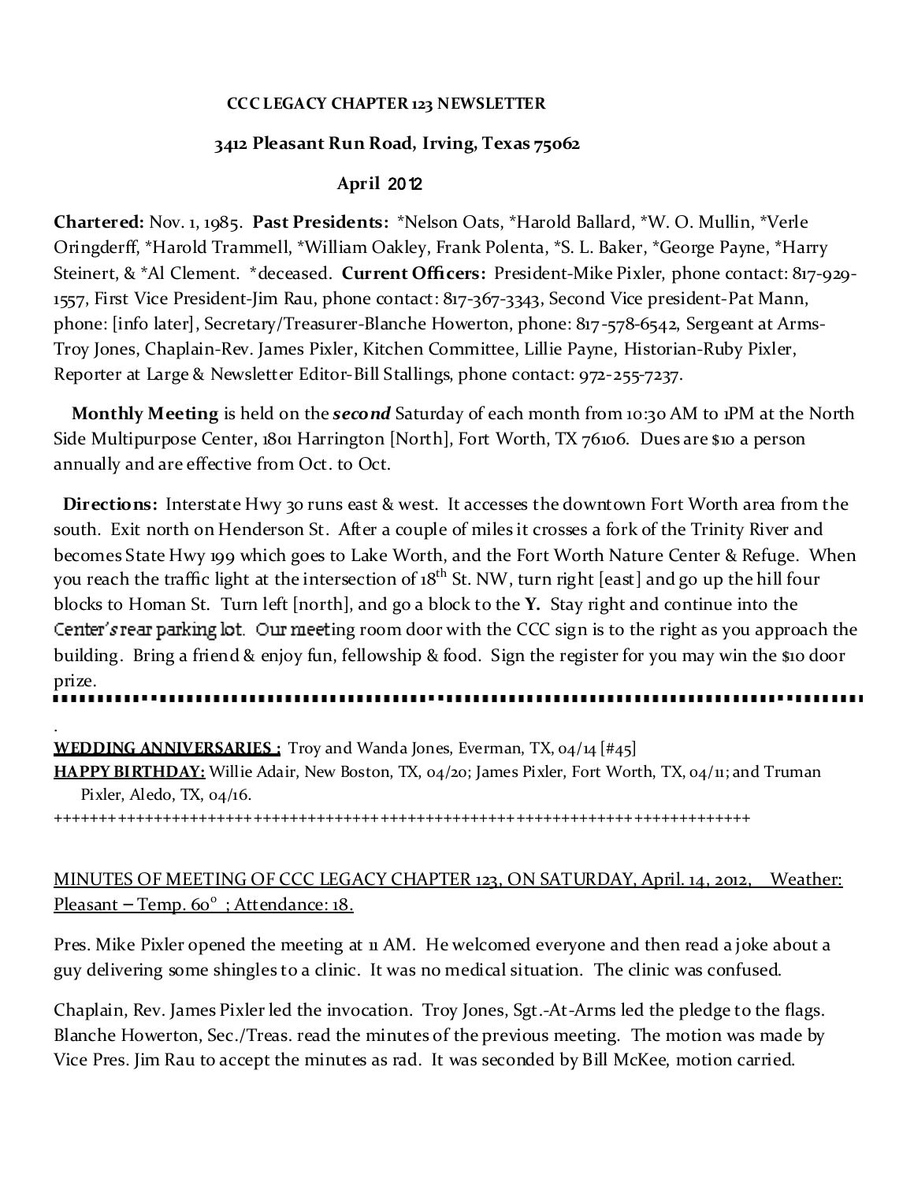**CCC LEGACY CHAPTER 123 NEWSLETTER**

**3412 Pleasant Run Road, Irving, Texas 75062**

**April 2012**

**Chartered:** Nov. 1, 1985. **Past Presidents:** *Nelson Oats, *Harold Ballard, *W. O. Mullin, *Verle Oringderff, *Harold Trammell, *William Oakley, Frank Polenta, *S. L. Baker, *George Payne, *Harry Steinert, & *Al Clement. *deceased. **Current Officers:** President-Mike Pixler, phone contact: 817-929-1557, First Vice President-Jim Rau, phone contact: 817-367-3343, Second Vice president-Pat Mann, phone: [info later], Secretary/Treasurer-Blanche Howerton, phone: 817-578-6542, Sergeant at Arms-Troy Jones, Chaplain-Rev. James Pixler, Kitchen Committee, Lillie Payne, Historian-Ruby Pixler, Reporter at Large & Newsletter Editor-Bill Stallings, phone contact: 972-255-7237.

**Monthly Meeting** is held on the ***second*** Saturday of each month from 10:30 AM to 1PM at the North Side Multipurpose Center, 1801 Harrington [North], Fort Worth, TX 76106. Dues are $10 a person annually and are effective from Oct. to Oct.

**Directions:** Interstate Hwy 30 runs east & west. It accesses the downtown Fort Worth area from the south. Exit north on Henderson St. After a couple of miles it crosses a fork of the Trinity River and becomes State Hwy 199 which goes to Lake Worth, and the Fort Worth Nature Center & Refuge. When you reach the traffic light at the intersection of 18th St. NW, turn right [east] and go up the hill four blocks to Homan St. Turn left [north], and go a block to the **Y.** Stay right and continue into the Center's rear parking lot. Our meeting room door with the CCC sign is to the right as you approach the building. Bring a friend & enjoy fun, fellowship & food. Sign the register for you may win the $10 door prize.

---

**WEDDING ANNIVERSARIES :** Troy and Wanda Jones, Everman, TX, 04/14 [#45]

**HAPPY BIRTHDAY:** Willie Adair, New Boston, TX, 04/20; James Pixler, Fort Worth, TX, 04/11; and Truman Pixler, Aledo, TX, 04/16.

++++++++++++++++++++++++++++++++++++++++++++++++++++++++++++++++++++++++++++

MINUTES OF MEETING OF CCC LEGACY CHAPTER 123, ON SATURDAY, April. 14, 2012, Weather: Pleasant – Temp. 60° ; Attendance: 18.

Pres. Mike Pixler opened the meeting at 11 AM. He welcomed everyone and then read a joke about a guy delivering some shingles to a clinic. It was no medical situation. The clinic was confused.

Chaplain, Rev. James Pixler led the invocation. Troy Jones, Sgt.-At-Arms led the pledge to the flags. Blanche Howerton, Sec./Treas. read the minutes of the previous meeting. The motion was made by Vice Pres. Jim Rau to accept the minutes as rad. It was seconded by Bill McKee, motion carried.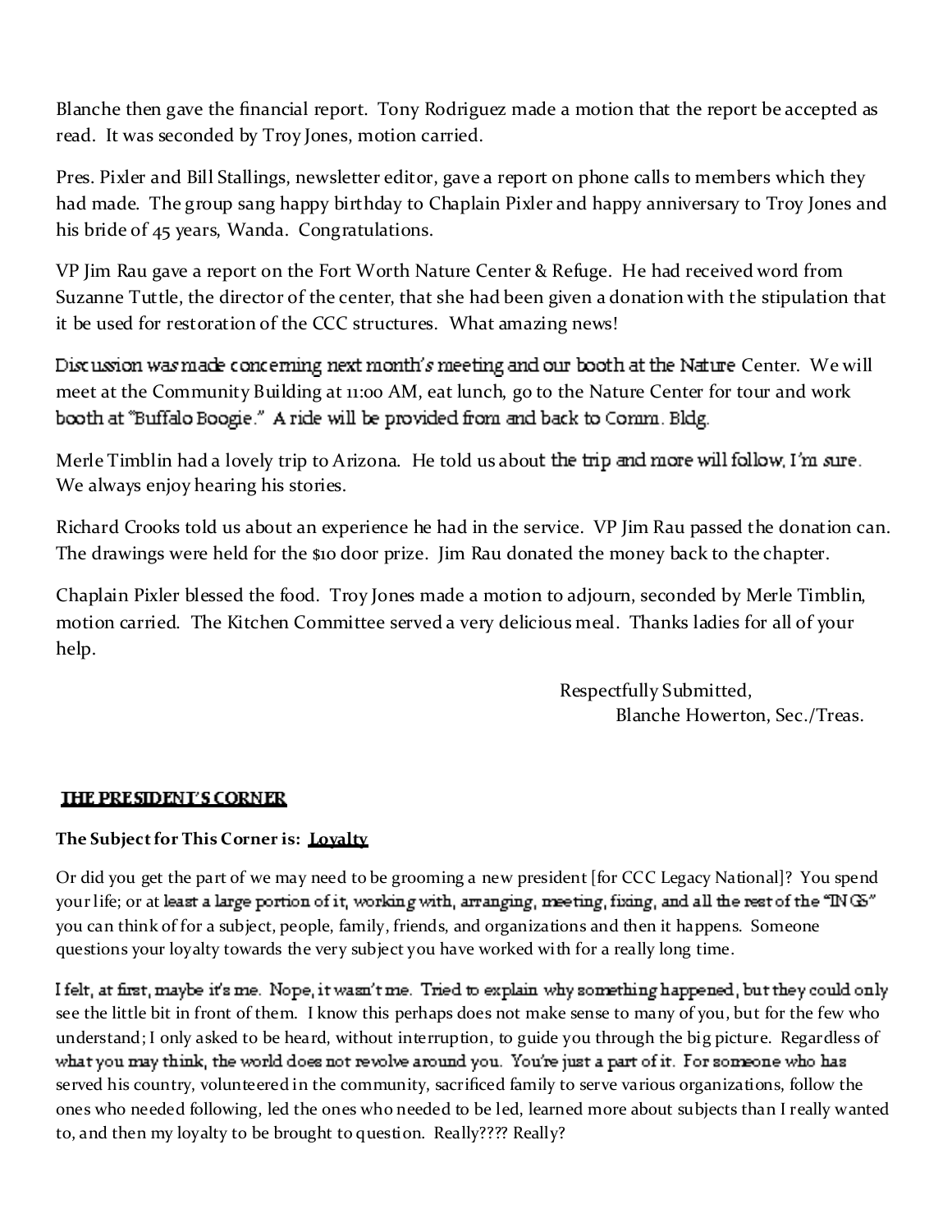Blanche then gave the financial report. Tony Rodriguez made a motion that the report be accepted as read. It was seconded by Troy Jones, motion carried.

Pres. Pixler and Bill Stallings, newsletter editor, gave a report on phone calls to members which they had made. The group sang happy birthday to Chaplain Pixler and happy anniversary to Troy Jones and his bride of 45 years, Wanda. Congratulations.

VP Jim Rau gave a report on the Fort Worth Nature Center & Refuge. He had received word from Suzanne Tuttle, the director of the center, that she had been given a donation with the stipulation that it be used for restoration of the CCC structures. What amazing news!

Discussion was made concerning next month's meeting and our booth at the Nature Center. We will meet at the Community Building at 11:00 AM, eat lunch, go to the Nature Center for tour and work booth at "Buffalo Boogie." A ride will be provided from and back to Comm. Bldg.

Merle Timblin had a lovely trip to Arizona. He told us about the trip and more will follow, I'm sure. We always enjoy hearing his stories.

Richard Crooks told us about an experience he had in the service. VP Jim Rau passed the donation can. The drawings were held for the $10 door prize. Jim Rau donated the money back to the chapter.

Chaplain Pixler blessed the food. Troy Jones made a motion to adjourn, seconded by Merle Timblin, motion carried. The Kitchen Committee served a very delicious meal. Thanks ladies for all of your help.

Respectfully Submitted,
Blanche Howerton, Sec./Treas.

## THE PRESIDENT'S CORNER

**The Subject for This Corner is: Loyalty**

Or did you get the part of we may need to be grooming a new president [for CCC Legacy National]? You spend your life; or at least a large portion of it, working with, arranging, meeting, fixing, and all the rest of the "INGS" you can think of for a subject, people, family, friends, and organizations and then it happens. Someone questions your loyalty towards the very subject you have worked with for a really long time.

I felt, at first, maybe it's me. Nope, it wasn't me. Tried to explain why something happened, but they could only see the little bit in front of them. I know this perhaps does not make sense to many of you, but for the few who understand; I only asked to be heard, without interruption, to guide you through the big picture. Regardless of what you may think, the world does not revolve around you. You're just a part of it. For someone who has served his country, volunteered in the community, sacrificed family to serve various organizations, follow the ones who needed following, led the ones who needed to be led, learned more about subjects than I really wanted to, and then my loyalty to be brought to question. Really???? Really?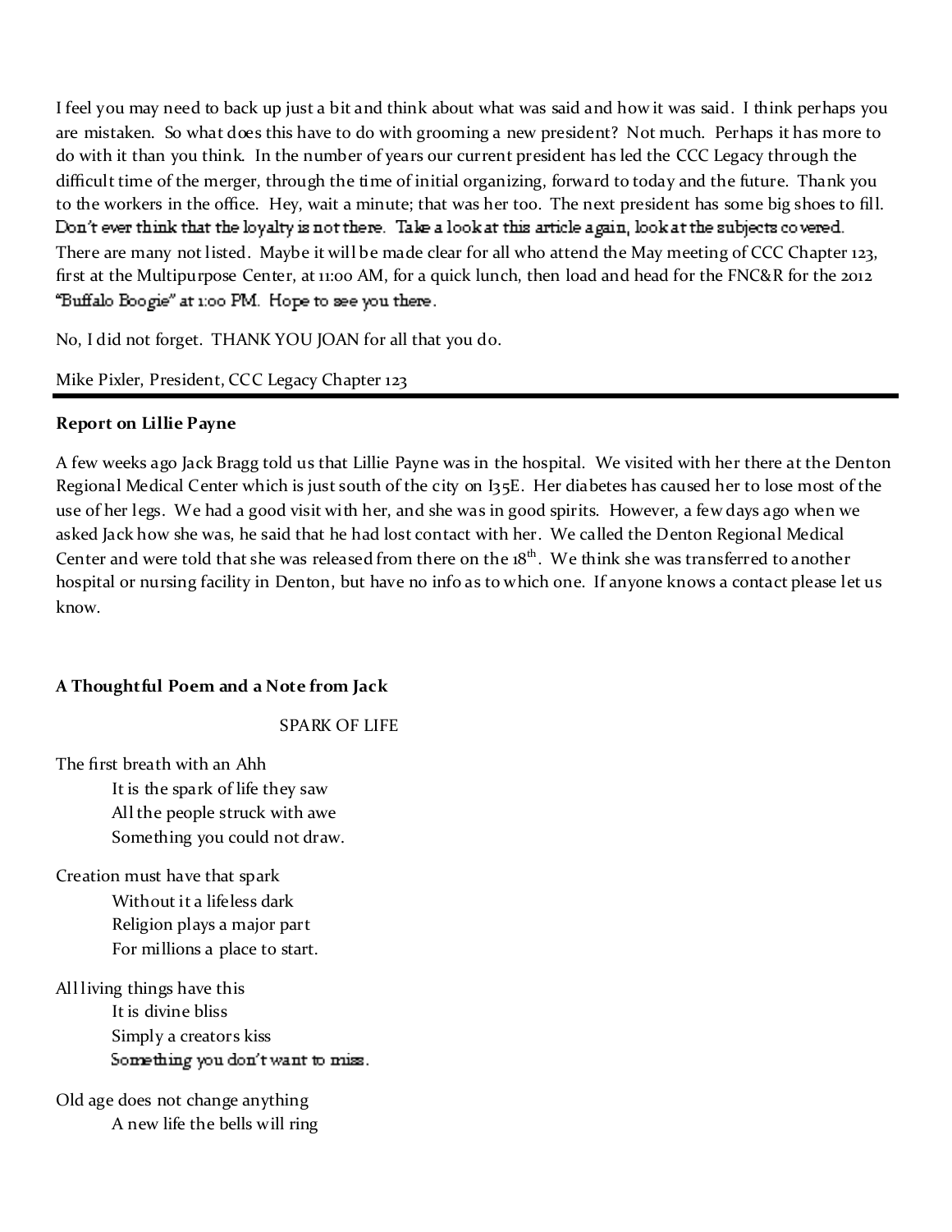I feel you may need to back up just a bit and think about what was said and how it was said. I think perhaps you are mistaken. So what does this have to do with grooming a new president? Not much. Perhaps it has more to do with it than you think. In the number of years our current president has led the CCC Legacy through the difficult time of the merger, through the time of initial organizing, forward to today and the future. Thank you to the workers in the office. Hey, wait a minute; that was her too. The next president has some big shoes to fill. Don't ever think that the loyalty is not there. Take a look at this article again, look at the subjects covered. There are many not listed. Maybe it will be made clear for all who attend the May meeting of CCC Chapter 123, first at the Multipurpose Center, at 11:00 AM, for a quick lunch, then load and head for the FNC&R for the 2012 "Buffalo Boogie" at 1:00 PM. Hope to see you there.

No, I did not forget. THANK YOU JOAN for all that you do.

Mike Pixler, President, CCC Legacy Chapter 123

---

**Report on Lillie Payne**

A few weeks ago Jack Bragg told us that Lillie Payne was in the hospital. We visited with her there at the Denton Regional Medical Center which is just south of the city on I35E. Her diabetes has caused her to lose most of the use of her legs. We had a good visit with her, and she was in good spirits. However, a few days ago when we asked Jack how she was, he said that he had lost contact with her. We called the Denton Regional Medical Center and were told that she was released from there on the 18th. We think she was transferred to another hospital or nursing facility in Denton, but have no info as to which one. If anyone knows a contact please let us know.

**A Thoughtful Poem and a Note from Jack**

SPARK OF LIFE

The first breath with an Ahh
It is the spark of life they saw
All the people struck with awe
Something you could not draw.

Creation must have that spark
Without it a lifeless dark
Religion plays a major part
For millions a place to start.

All living things have this
It is divine bliss
Simply a creators kiss
Something you don't want to miss.

Old age does not change anything
A new life the bells will ring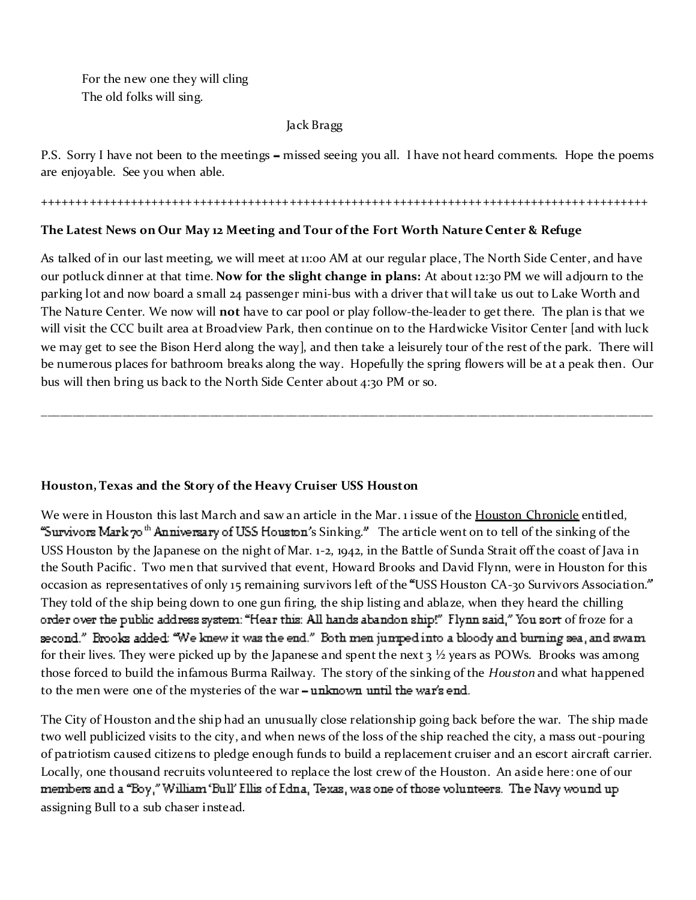For the new one they will cling
The old folks will sing.

Jack Bragg

P.S. Sorry I have not been to the meetings – missed seeing you all. I have not heard comments. Hope the poems are enjoyable. See you when able.

++++++++++++++++++++++++++++++++++++++++++++++++++++++++++++++++++++++++++++++++++++++++++++

**The Latest News on Our May 12 Meeting and Tour of the Fort Worth Nature Center & Refuge**

As talked of in our last meeting, we will meet at 11:00 AM at our regular place, The North Side Center, and have our potluck dinner at that time. **Now for the slight change in plans:** At about 12:30 PM we will adjourn to the parking lot and now board a small 24 passenger mini-bus with a driver that will take us out to Lake Worth and The Nature Center. We now will **not** have to car pool or play follow-the-leader to get there. The plan is that we will visit the CCC built area at Broadview Park, then continue on to the Hardwicke Visitor Center [and with luck we may get to see the Bison Herd along the way], and then take a leisurely tour of the rest of the park. There will be numerous places for bathroom breaks along the way. Hopefully the spring flowers will be at a peak then. Our bus will then bring us back to the North Side Center about 4:30 PM or so.

---

**Houston, Texas and the Story of the Heavy Cruiser USS Houston**

We were in Houston this last March and saw an article in the Mar. 1 issue of the Houston Chronicle entitled, "Survivors Mark 70th Anniversary of USS Houston's Sinking." The article went on to tell of the sinking of the USS Houston by the Japanese on the night of Mar. 1-2, 1942, in the Battle of Sunda Strait off the coast of Java in the South Pacific. Two men that survived that event, Howard Brooks and David Flynn, were in Houston for this occasion as representatives of only 15 remaining survivors left of the "USS Houston CA-30 Survivors Association." They told of the ship being down to one gun firing, the ship listing and ablaze, when they heard the chilling order over the public address system: "Hear this: All hands abandon ship!" Flynn said," You sort of froze for a second." Brooks added: "We knew it was the end." Both men jumped into a bloody and burning sea, and swam for their lives. They were picked up by the Japanese and spent the next 3 ½ years as POWs. Brooks was among those forced to build the infamous Burma Railway. The story of the sinking of the *Houston* and what happened to the men were one of the mysteries of the war – unknown until the war's end.

The City of Houston and the ship had an unusually close relationship going back before the war. The ship made two well publicized visits to the city, and when news of the loss of the ship reached the city, a mass out-pouring of patriotism caused citizens to pledge enough funds to build a replacement cruiser and an escort aircraft carrier. Locally, one thousand recruits volunteered to replace the lost crew of the Houston. An aside here: one of our members and a "Boy," William 'Bull' Ellis of Edna, Texas, was one of those volunteers. The Navy wound up assigning Bull to a sub chaser instead.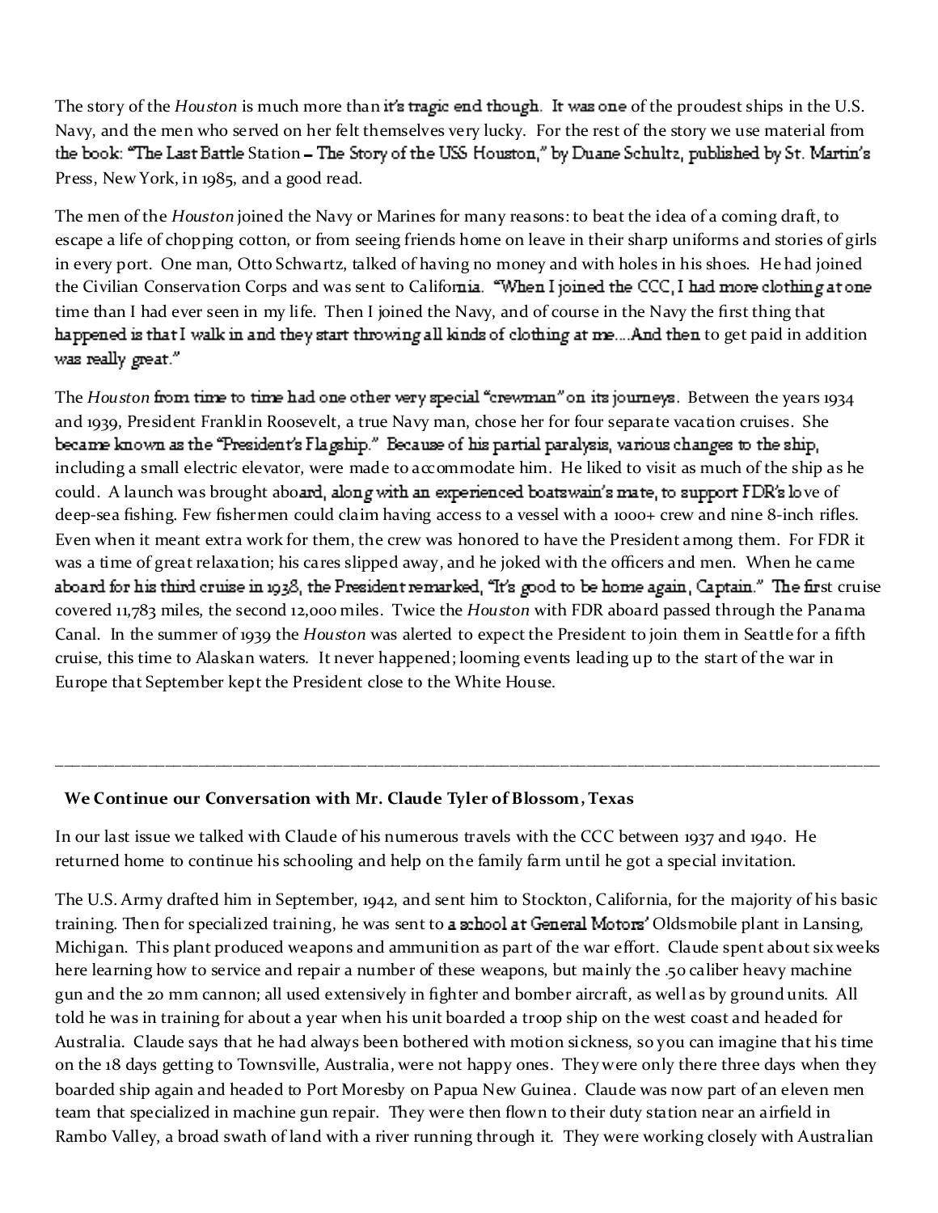The story of the *Houston* is much more than it's tragic end though. It was one of the proudest ships in the U.S. Navy, and the men who served on her felt themselves very lucky. For the rest of the story we use material from the book: "The Last Battle Station – The Story of the USS Houston," by Duane Schultz, published by St. Martin's Press, New York, in 1985, and a good read.

The men of the *Houston* joined the Navy or Marines for many reasons: to beat the idea of a coming draft, to escape a life of chopping cotton, or from seeing friends home on leave in their sharp uniforms and stories of girls in every port. One man, Otto Schwartz, talked of having no money and with holes in his shoes. He had joined the Civilian Conservation Corps and was sent to California. "When I joined the CCC, I had more clothing at one time than I had ever seen in my life. Then I joined the Navy, and of course in the Navy the first thing that happened is that I walk in and they start throwing all kinds of clothing at me....And then to get paid in addition was really great."

The *Houston* from time to time had one other very special "crewman" on its journeys. Between the years 1934 and 1939, President Franklin Roosevelt, a true Navy man, chose her for four separate vacation cruises. She became known as the "President's Flagship." Because of his partial paralysis, various changes to the ship, including a small electric elevator, were made to accommodate him. He liked to visit as much of the ship as he could. A launch was brought aboard, along with an experienced boatswain's mate, to support FDR's love of deep-sea fishing. Few fishermen could claim having access to a vessel with a 1000+ crew and nine 8-inch rifles. Even when it meant extra work for them, the crew was honored to have the President among them. For FDR it was a time of great relaxation; his cares slipped away, and he joked with the officers and men. When he came aboard for his third cruise in 1938, the President remarked, "It's good to be home again, Captain." The first cruise covered 11,783 miles, the second 12,000 miles. Twice the *Houston* with FDR aboard passed through the Panama Canal. In the summer of 1939 the *Houston* was alerted to expect the President to join them in Seattle for a fifth cruise, this time to Alaskan waters. It never happened; looming events leading up to the start of the war in Europe that September kept the President close to the White House.

---

**We Continue our Conversation with Mr. Claude Tyler of Blossom, Texas**

In our last issue we talked with Claude of his numerous travels with the CCC between 1937 and 1940. He returned home to continue his schooling and help on the family farm until he got a special invitation.

The U.S. Army drafted him in September, 1942, and sent him to Stockton, California, for the majority of his basic training. Then for specialized training, he was sent to a school at General Motors' Oldsmobile plant in Lansing, Michigan. This plant produced weapons and ammunition as part of the war effort. Claude spent about six weeks here learning how to service and repair a number of these weapons, but mainly the .50 caliber heavy machine gun and the 20 mm cannon; all used extensively in fighter and bomber aircraft, as well as by ground units. All told he was in training for about a year when his unit boarded a troop ship on the west coast and headed for Australia. Claude says that he had always been bothered with motion sickness, so you can imagine that his time on the 18 days getting to Townsville, Australia, were not happy ones. They were only there three days when they boarded ship again and headed to Port Moresby on Papua New Guinea. Claude was now part of an eleven men team that specialized in machine gun repair. They were then flown to their duty station near an airfield in Rambo Valley, a broad swath of land with a river running through it. They were working closely with Australian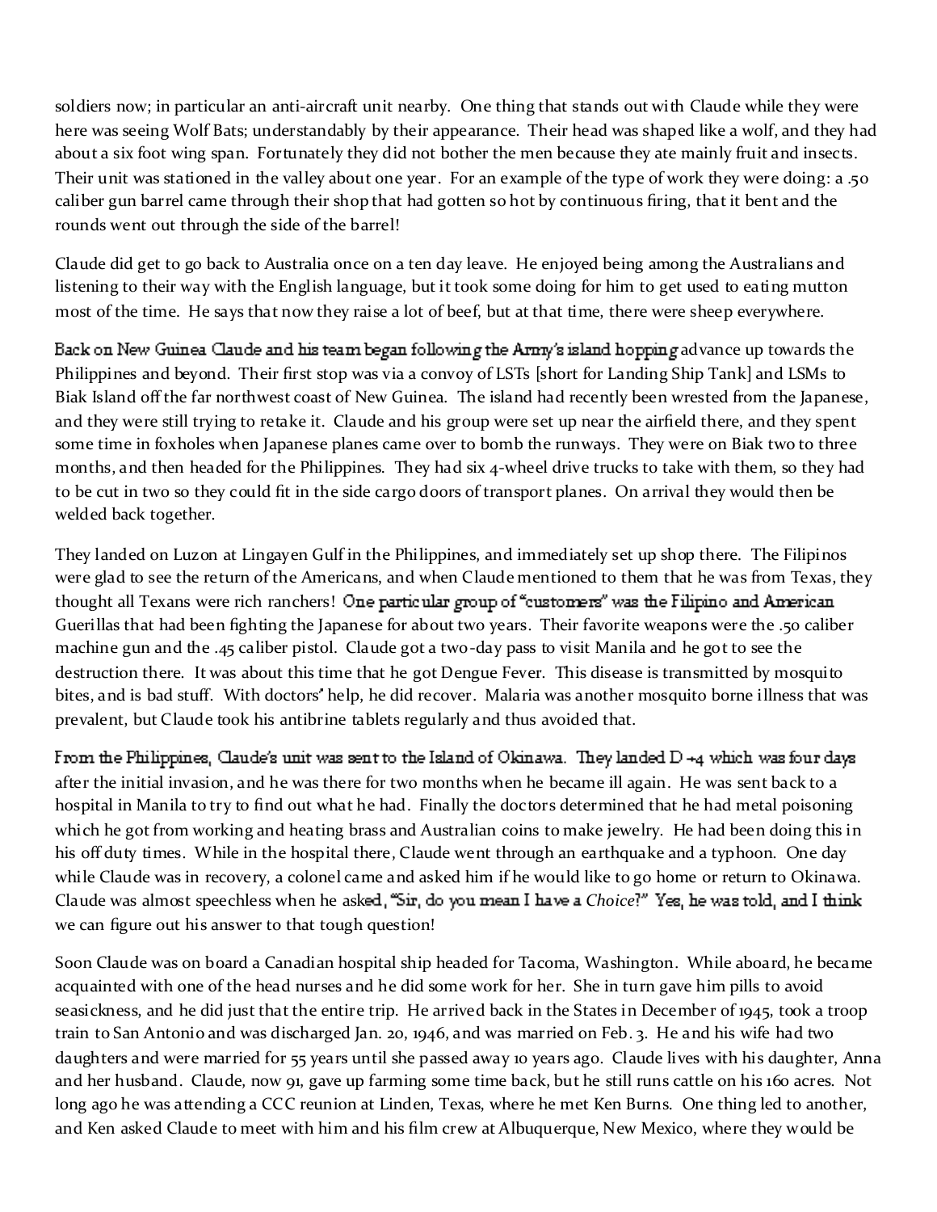soldiers now; in particular an anti-aircraft unit nearby. One thing that stands out with Claude while they were here was seeing Wolf Bats; understandably by their appearance. Their head was shaped like a wolf, and they had about a six foot wing span. Fortunately they did not bother the men because they ate mainly fruit and insects. Their unit was stationed in the valley about one year. For an example of the type of work they were doing: a .50 caliber gun barrel came through their shop that had gotten so hot by continuous firing, that it bent and the rounds went out through the side of the barrel!

Claude did get to go back to Australia once on a ten day leave. He enjoyed being among the Australians and listening to their way with the English language, but it took some doing for him to get used to eating mutton most of the time. He says that now they raise a lot of beef, but at that time, there were sheep everywhere.

Back on New Guinea Claude and his team began following the Army's island hopping advance up towards the Philippines and beyond. Their first stop was via a convoy of LSTs [short for Landing Ship Tank] and LSMs to Biak Island off the far northwest coast of New Guinea. The island had recently been wrested from the Japanese, and they were still trying to retake it. Claude and his group were set up near the airfield there, and they spent some time in foxholes when Japanese planes came over to bomb the runways. They were on Biak two to three months, and then headed for the Philippines. They had six 4-wheel drive trucks to take with them, so they had to be cut in two so they could fit in the side cargo doors of transport planes. On arrival they would then be welded back together.

They landed on Luzon at Lingayen Gulf in the Philippines, and immediately set up shop there. The Filipinos were glad to see the return of the Americans, and when Claude mentioned to them that he was from Texas, they thought all Texans were rich ranchers! One particular group of "customers" was the Filipino and American Guerillas that had been fighting the Japanese for about two years. Their favorite weapons were the .50 caliber machine gun and the .45 caliber pistol. Claude got a two-day pass to visit Manila and he got to see the destruction there. It was about this time that he got Dengue Fever. This disease is transmitted by mosquito bites, and is bad stuff. With doctors' help, he did recover. Malaria was another mosquito borne illness that was prevalent, but Claude took his antibrine tablets regularly and thus avoided that.

From the Philippines, Claude's unit was sent to the Island of Okinawa. They landed D +4 which was four days after the initial invasion, and he was there for two months when he became ill again. He was sent back to a hospital in Manila to try to find out what he had. Finally the doctors determined that he had metal poisoning which he got from working and heating brass and Australian coins to make jewelry. He had been doing this in his off duty times. While in the hospital there, Claude went through an earthquake and a typhoon. One day while Claude was in recovery, a colonel came and asked him if he would like to go home or return to Okinawa. Claude was almost speechless when he asked, "Sir, do you mean I have a *Choice*?" Yes, he was told, and I think we can figure out his answer to that tough question!

Soon Claude was on board a Canadian hospital ship headed for Tacoma, Washington. While aboard, he became acquainted with one of the head nurses and he did some work for her. She in turn gave him pills to avoid seasickness, and he did just that the entire trip. He arrived back in the States in December of 1945, took a troop train to San Antonio and was discharged Jan. 20, 1946, and was married on Feb. 3. He and his wife had two daughters and were married for 55 years until she passed away 10 years ago. Claude lives with his daughter, Anna and her husband. Claude, now 91, gave up farming some time back, but he still runs cattle on his 160 acres. Not long ago he was attending a CCC reunion at Linden, Texas, where he met Ken Burns. One thing led to another, and Ken asked Claude to meet with him and his film crew at Albuquerque, New Mexico, where they would be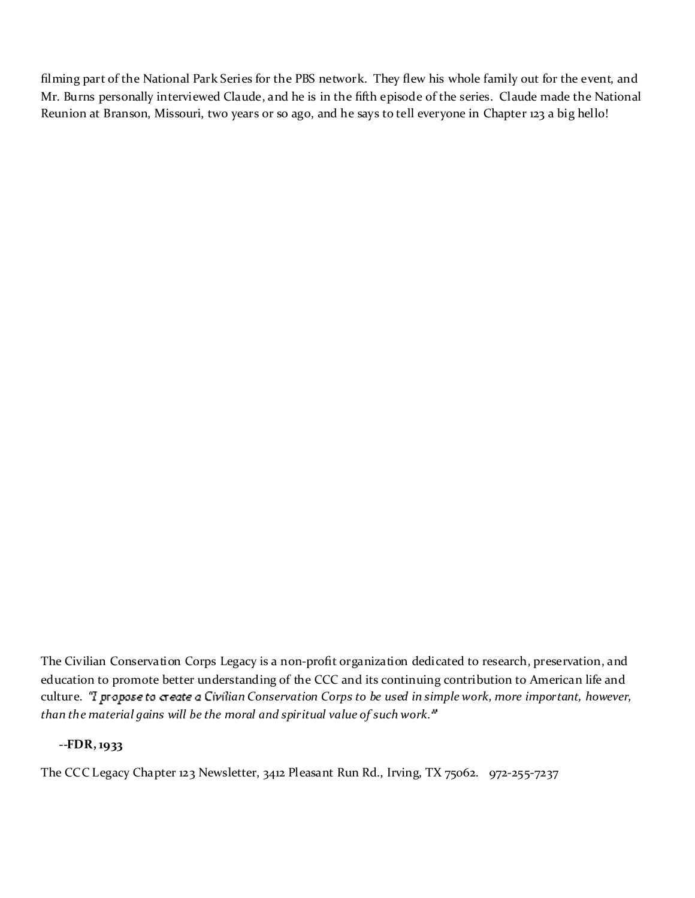filming part of the National Park Series for the PBS network. They flew his whole family out for the event, and Mr. Burns personally interviewed Claude, and he is in the fifth episode of the series. Claude made the National Reunion at Branson, Missouri, two years or so ago, and he says to tell everyone in Chapter 123 a big hello!

The Civilian Conservation Corps Legacy is a non-profit organization dedicated to research, preservation, and education to promote better understanding of the CCC and its continuing contribution to American life and culture. *"I propose to create a Civilian Conservation Corps to be used in simple work, more important, however, than the material gains will be the moral and spiritual value of such work."*

--**FDR, 1933**

The CCC Legacy Chapter 123 Newsletter, 3412 Pleasant Run Rd., Irving, TX 75062. 972-255-7237